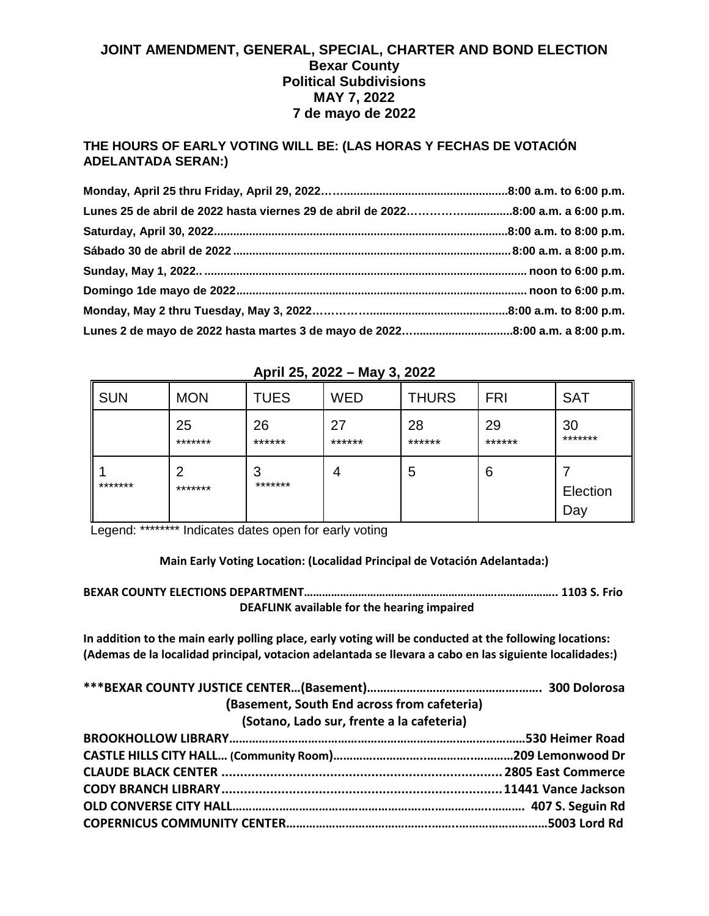# JOINT AMENDMENT, GENERAL, SPECIAL, CHARTER AND BOND ELECTION
## Bexar County
## Political Subdivisions
## MAY 7, 2022
## 7 de mayo de 2022

**THE HOURS OF EARLY VOTING WILL BE: (LAS HORAS Y FECHAS DE VOTACIÓN ADELANTADA SERAN:)**

**Monday, April 25 thru Friday, April 29, 2022……....................................................8:00 a.m. to 6:00 p.m.**
**Lunes 25 de abril de 2022 hasta viernes 29 de abril de 2022……………...............8:00 a.m. a 6:00 p.m.**
**Saturday, April 30, 2022..........................................................................................8:00 a.m. to 8:00 p.m.**
**Sábado 30 de abril de 2022......................................................................................8:00 a.m. a 8:00 p.m.**
**Sunday, May 1, 2022.. ................................................................................................... noon to 6:00 p.m.**
**Domingo 1de mayo de 2022......................................................................................... noon to 6:00 p.m.**
**Monday, May 2 thru Tuesday, May 3, 2022…………............................................8:00 a.m. to 8:00 p.m.**
**Lunes 2 de mayo de 2022 hasta martes 3 de mayo de 2022…..............................8:00 a.m. a 8:00 p.m.**

**April 25, 2022 – May 3, 2022**

| SUN | MON | TUES | WED | THURS | FRI | SAT |
|---|---|---|---|---|---|---|
| | 25 ******* | 26 ****** | 27 ****** | 28 ****** | 29 ****** | 30 ******* |
| 1 ******* | 2 ******* | 3 ******* | 4 | 5 | 6 | 7 Election Day |

Legend: ******** Indicates dates open for early voting

**Main Early Voting Location: (Localidad Principal de Votación Adelantada:)**

**BEXAR COUNTY ELECTIONS DEPARTMENT……………………………………………………………….. 1103 S. Frio**
**DEAFLINK available for the hearing impaired**

**In addition to the main early polling place, early voting will be conducted at the following locations: (Ademas de la localidad principal, votacion adelantada se llevara a cabo en las siguiente localidades:)**

**\*\*\*BEXAR COUNTY JUSTICE CENTER…(Basement)…………………………………………..…. 300 Dolorosa**
**(Basement, South End across from cafeteria)**
**(Sotano, Lado sur, frente a la cafeteria)**
**BROOKHOLLOW LIBRARY……………………………………………………………………………530 Heimer Road**
**CASTLE HILLS CITY HALL… (Community Room)……………………..……………..…………209 Lemonwood Dr**
**CLAUDE BLACK CENTER ........................................................................... 2805 East Commerce**
**CODY BRANCH LIBRARY...........................................................................11441 Vance Jackson**
**OLD CONVERSE CITY HALL…………..……………………………………………..……………..……… 407 S. Seguin Rd**
**COPERNICUS COMMUNITY CENTER……………………………………..…….………………………5003 Lord Rd**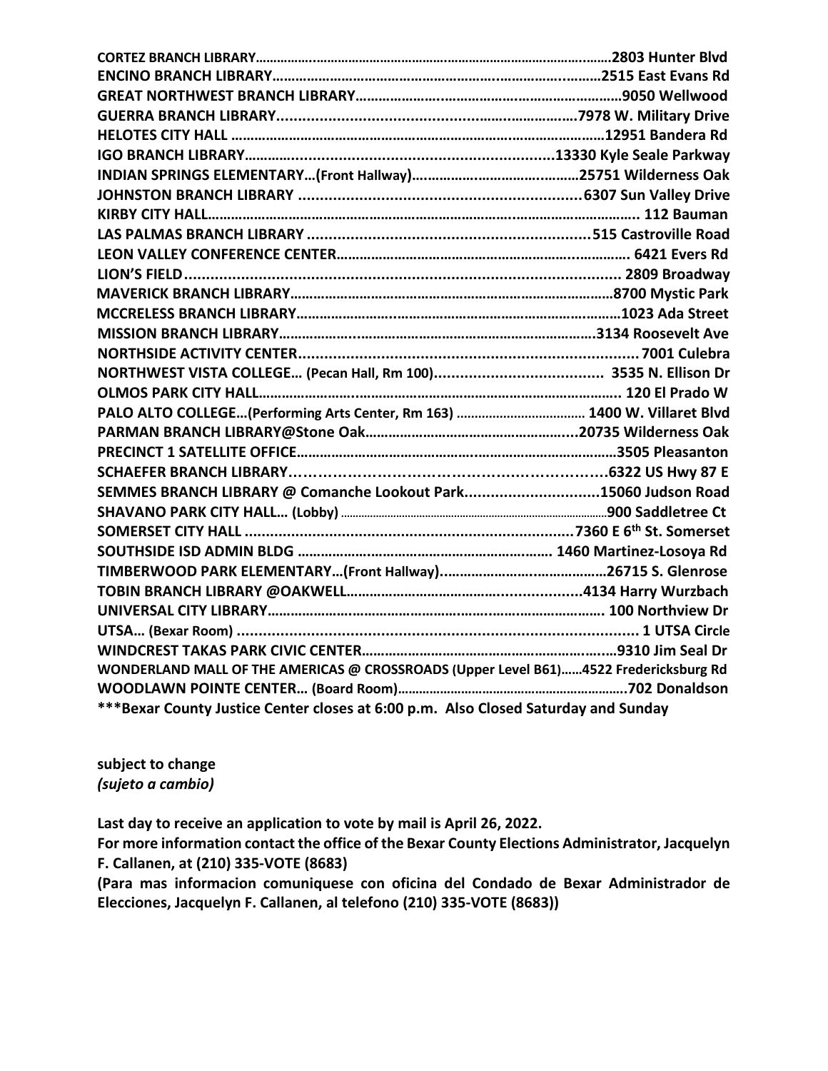**CORTEZ BRANCH LIBRARY……………………………………………………………………………………2803 Hunter Blvd**
**ENCINO BRANCH LIBRARY………………………………………………………………………………2515 East Evans Rd**
**GREAT NORTHWEST BRANCH LIBRARY……………………………………………………………9050 Wellwood**
**GUERRA BRANCH LIBRARY……………………………………………………………………7978 W. Military Drive**
**HELOTES CITY HALL …………………………………………………………………………………12951 Bandera Rd**
**IGO BRANCH LIBRARY…………………………………………………………………13330 Kyle Seale Parkway**
**INDIAN SPRINGS ELEMENTARY…(Front Hallway)……………………………………25751 Wilderness Oak**
**JOHNSTON BRANCH LIBRARY ……………………………………………………………6307 Sun Valley Drive**
**KIRBY CITY HALL………………………………………………………………………………………………… 112 Bauman**
**LAS PALMAS BRANCH LIBRARY ……………………………………………………………515 Castroville Road**
**LEON VALLEY CONFERENCE CENTER………………………………………………………………… 6421 Evers Rd**
**LION'S FIELD…………………………………………………………………………………………… 2809 Broadway**
**MAVERICK BRANCH LIBRARY……………………………………………………………………………8700 Mystic Park**
**MCCRELESS BRANCH LIBRARY……………………………………………………………………………1023 Ada Street**
**MISSION BRANCH LIBRARY………………………………………………………………………3134 Roosevelt Ave**
**NORTHSIDE ACTIVITY CENTER…………………………………………………………………………7001 Culebra**
**NORTHWEST VISTA COLLEGE… (Pecan Hall, Rm 100)…………………………………… 3535 N. Ellison Dr**
**OLMOS PARK CITY HALL……………………………………………………………………………… 120 El Prado W**
**PALO ALTO COLLEGE…(Performing Arts Center, Rm 163) ……………………………… 1400 W. Villaret Blvd**
**PARMAN BRANCH LIBRARY@Stone Oak……………………………………………………20735 Wilderness Oak**
**PRECINCT 1 SATELLITE OFFICE…………………………………………………………………………3505 Pleasanton**
**SCHAEFER BRANCH LIBRARY……………………………………………………………………6322 US Hwy 87 E**
**SEMMES BRANCH LIBRARY @ Comanche Lookout Park…………………………15060 Judson Road**
**SHAVANO PARK CITY HALL… (Lobby)…………………………………………………………900 Saddletree Ct**
**SOMERSET CITY HALL …………………………………………………………………7360 E 6th St. Somerset**
**SOUTHSIDE ISD ADMIN BLDG ………………………………………………………… 1460 Martinez-Losoya Rd**
**TIMBERWOOD PARK ELEMENTARY…(Front Hallway)……………………………………26715 S. Glenrose**
**TOBIN BRANCH LIBRARY @OAKWELL…………………………………………………4134 Harry Wurzbach**
**UNIVERSAL CITY LIBRARY……………………………………………………………………… 100 Northview Dr**
**UTSA… (Bexar Room) ……………………………………………………………………………………… 1 UTSA Circle**
**WINDCREST TAKAS PARK CIVIC CENTER………………………………………………………9310 Jim Seal Dr**
**WONDERLAND MALL OF THE AMERICAS @ CROSSROADS (Upper Level B61)……4522 Fredericksburg Rd**
**WOODLAWN POINTE CENTER… (Board Room)…………………………………………………702 Donaldson**
**\*\*\*Bexar County Justice Center closes at 6:00 p.m. Also Closed Saturday and Sunday**

**subject to change**
***(sujeto a cambio)***

**Last day to receive an application to vote by mail is April 26, 2022.**
**For more information contact the office of the Bexar County Elections Administrator, Jacquelyn F. Callanen, at (210) 335-VOTE (8683)**
**(Para mas informacion comuniquese con oficina del Condado de Bexar Administrador de Elecciones, Jacquelyn F. Callanen, al telefono (210) 335-VOTE (8683))**